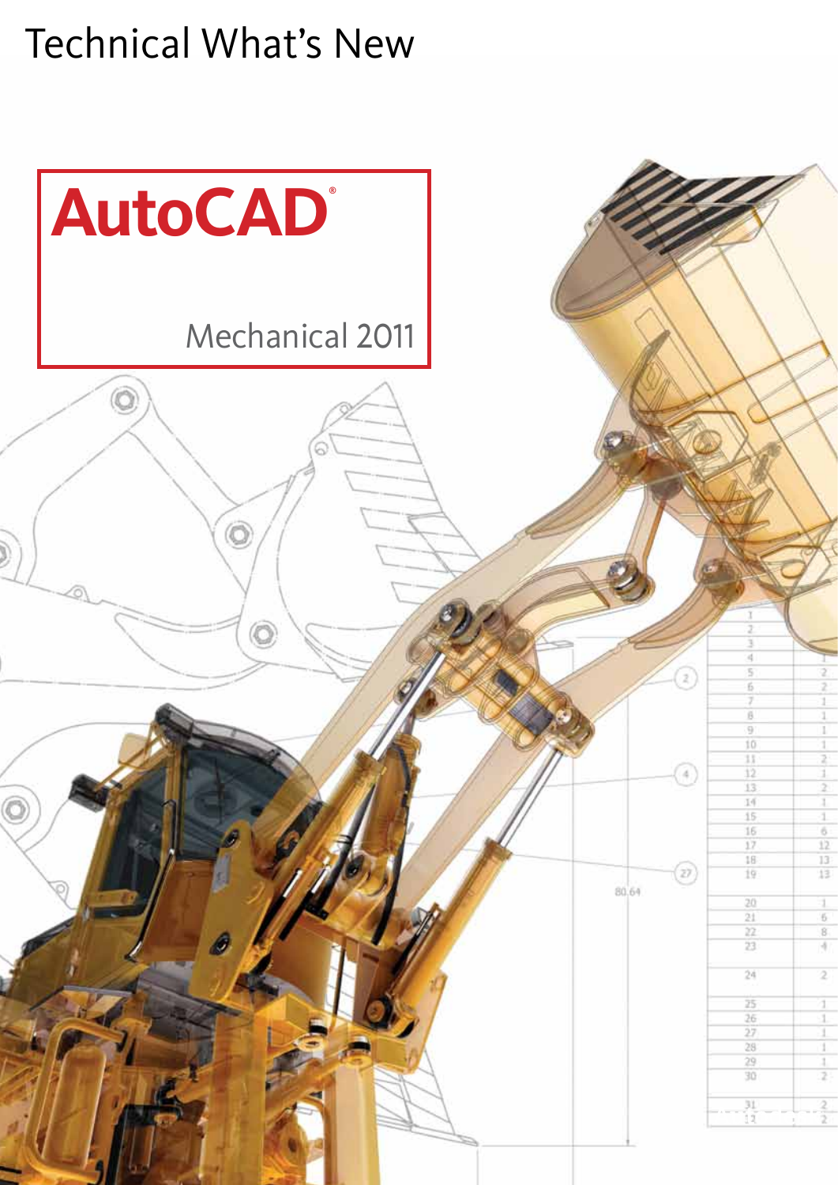# Technical What's New

# AutoCAD®

## Mechanical 2011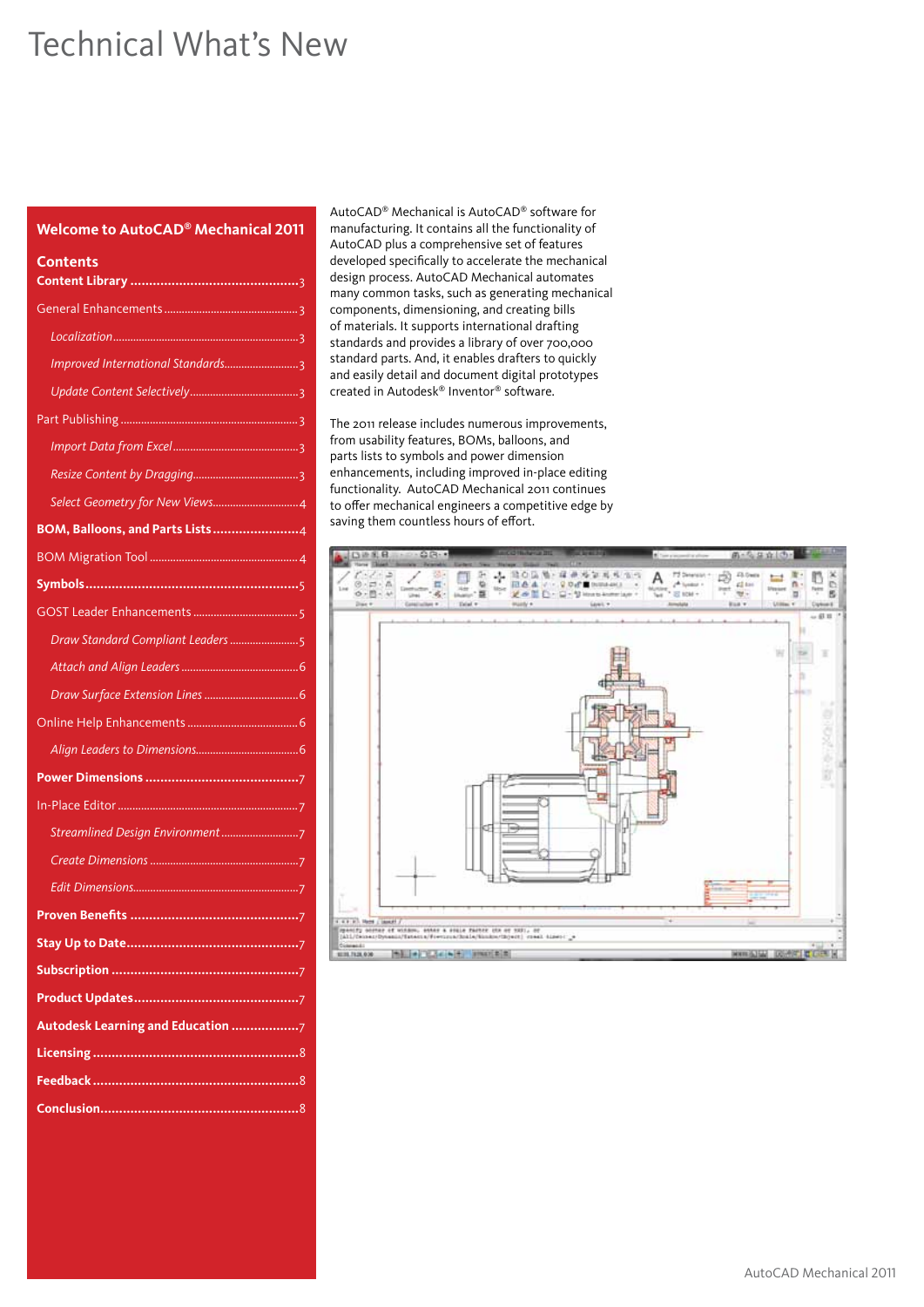# Technical What's New

## Welcome to AutoCAD® Mechanical 2011

### Contents

**Content Library** ........................................ 3

General Enhancements ........................................ 3

- *Localization* ........................................ 3
- *Improved International Standards* ........................................ 3
- *Update Content Selectively* ........................................ 3

Part Publishing ........................................ 3

- *Import Data from Excel* ........................................ 3
- *Resize Content by Dragging* ........................................ 3
- *Select Geometry for New Views* ........................................ 4

**BOM, Balloons, and Parts Lists** ........................................ 4

BOM Migration Tool ........................................ 4

**Symbols** ........................................ 5

GOST Leader Enhancements ........................................ 5

- *Draw Standard Compliant Leaders* ........................................ 5
- *Attach and Align Leaders* ........................................ 6
- *Draw Surface Extension Lines* ........................................ 6

Online Help Enhancements ........................................ 6

- *Align Leaders to Dimensions* ........................................ 6

**Power Dimensions** ........................................ 7

In-Place Editor ........................................ 7

- *Streamlined Design Environment* ........................................ 7
- *Create Dimensions* ........................................ 7
- *Edit Dimensions* ........................................ 7

**Proven Benefits** ........................................ 7

**Stay Up to Date** ........................................ 7

**Subscription** ........................................ 7

**Product Updates** ........................................ 7

**Autodesk Learning and Education** ........................................ 7

**Licensing** ........................................ 8

**Feedback** ........................................ 8

**Conclusion** ........................................ 8

AutoCAD® Mechanical is AutoCAD® software for manufacturing. It contains all the functionality of AutoCAD plus a comprehensive set of features developed specifically to accelerate the mechanical design process. AutoCAD Mechanical automates many common tasks, such as generating mechanical components, dimensioning, and creating bills of materials. It supports international drafting standards and provides a library of over 700,000 standard parts. And, it enables drafters to quickly and easily detail and document digital prototypes created in Autodesk® Inventor® software.

The 2011 release includes numerous improvements, from usability features, BOMs, balloons, and parts lists to symbols and power dimension enhancements, including improved in-place editing functionality. AutoCAD Mechanical 2011 continues to offer mechanical engineers a competitive edge by saving them countless hours of effort.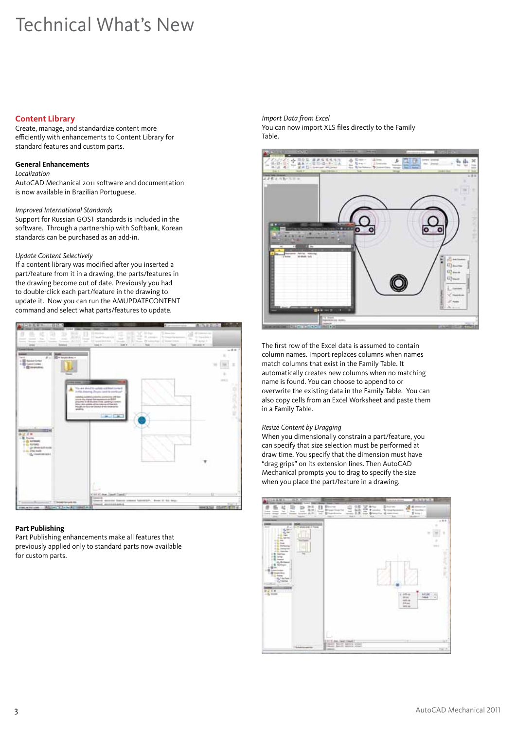# Technical What's New

## Content Library

Create, manage, and standardize content more efficiently with enhancements to Content Library for standard features and custom parts.

### General Enhancements

*Localization*

AutoCAD Mechanical 2011 software and documentation is now available in Brazilian Portuguese.

*Improved International Standards*

Support for Russian GOST standards is included in the software. Through a partnership with Softbank, Korean standards can be purchased as an add-in.

*Update Content Selectively*

If a content library was modified after you inserted a part/feature from it in a drawing, the parts/features in the drawing become out of date. Previously you had to double-click each part/feature in the drawing to update it. Now you can run the AMUPDATECONTENT command and select what parts/features to update.

### Part Publishing

Part Publishing enhancements make all features that previously applied only to standard parts now available for custom parts.

*Import Data from Excel*

You can now import XLS files directly to the Family Table.

The first row of the Excel data is assumed to contain column names. Import replaces columns when names match columns that exist in the Family Table. It automatically creates new columns when no matching name is found. You can choose to append to or overwrite the existing data in the Family Table. You can also copy cells from an Excel Worksheet and paste them in a Family Table.

*Resize Content by Dragging*

When you dimensionally constrain a part/feature, you can specify that size selection must be performed at draw time. You specify that the dimension must have "drag grips" on its extension lines. Then AutoCAD Mechanical prompts you to drag to specify the size when you place the part/feature in a drawing.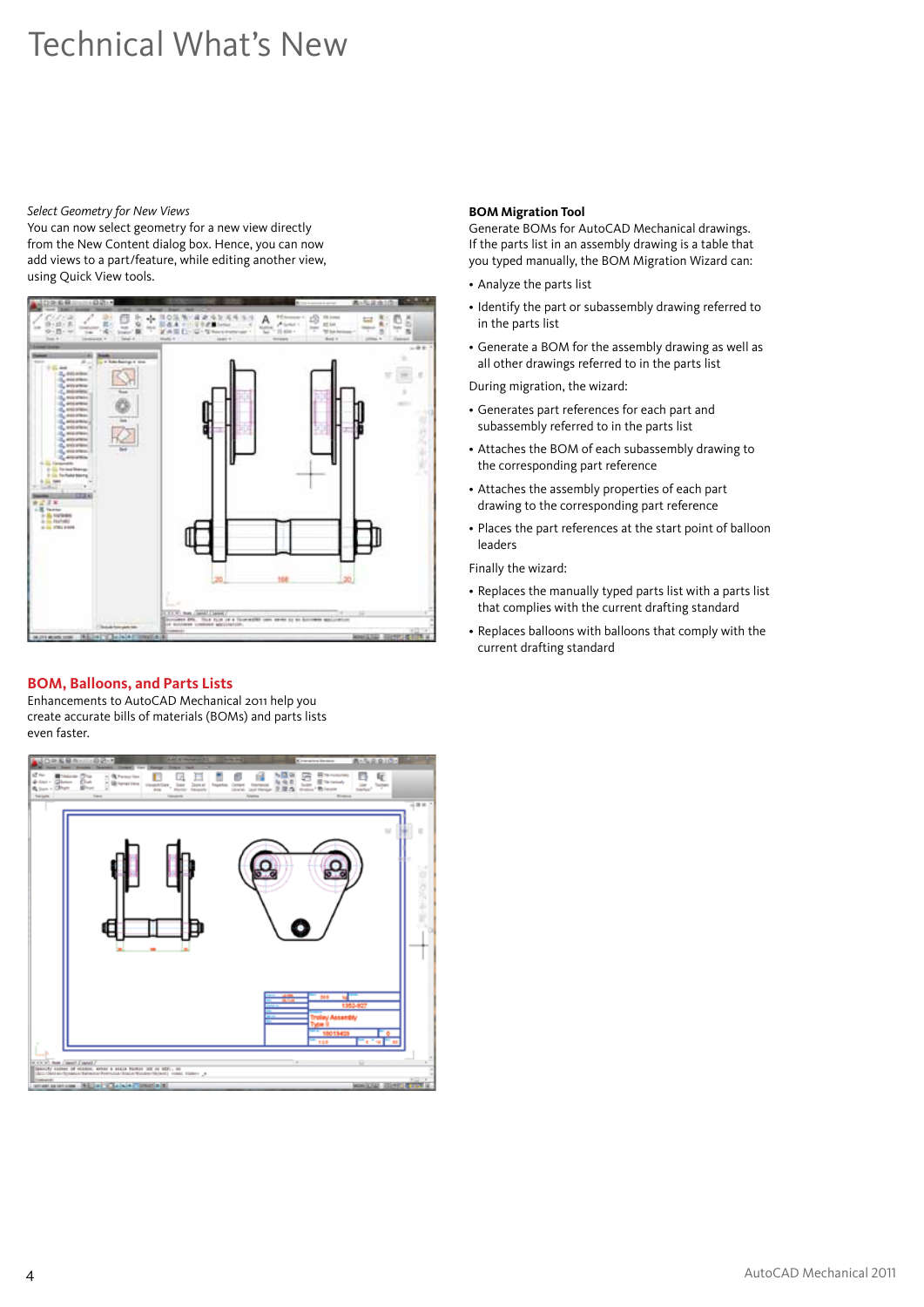# Technical What's New

*Select Geometry for New Views*
You can now select geometry for a new view directly from the New Content dialog box. Hence, you can now add views to a part/feature, while editing another view, using Quick View tools.

## BOM, Balloons, and Parts Lists

Enhancements to AutoCAD Mechanical 2011 help you create accurate bills of materials (BOMs) and parts lists even faster.

**BOM Migration Tool**
Generate BOMs for AutoCAD Mechanical drawings. If the parts list in an assembly drawing is a table that you typed manually, the BOM Migration Wizard can:

- Analyze the parts list
- Identify the part or subassembly drawing referred to in the parts list
- Generate a BOM for the assembly drawing as well as all other drawings referred to in the parts list

During migration, the wizard:

- Generates part references for each part and subassembly referred to in the parts list
- Attaches the BOM of each subassembly drawing to the corresponding part reference
- Attaches the assembly properties of each part drawing to the corresponding part reference
- Places the part references at the start point of balloon leaders

Finally the wizard:

- Replaces the manually typed parts list with a parts list that complies with the current drafting standard
- Replaces balloons with balloons that comply with the current drafting standard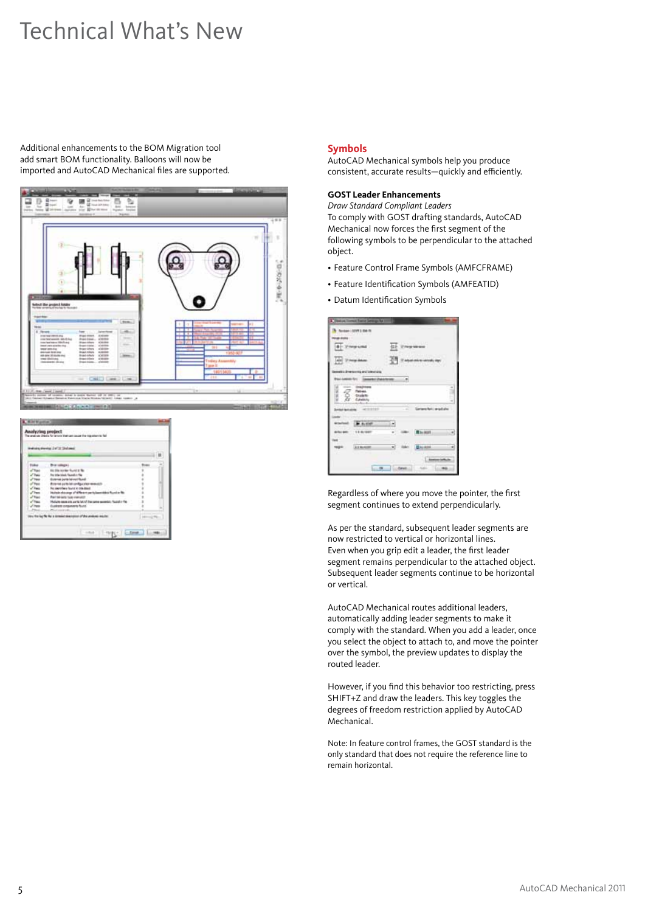# Technical What's New

Additional enhancements to the BOM Migration tool add smart BOM functionality. Balloons will now be imported and AutoCAD Mechanical files are supported.

## Symbols

AutoCAD Mechanical symbols help you produce consistent, accurate results—quickly and efficiently.

### GOST Leader Enhancements

*Draw Standard Compliant Leaders*

To comply with GOST drafting standards, AutoCAD Mechanical now forces the first segment of the following symbols to be perpendicular to the attached object.

- Feature Control Frame Symbols (AMFCFRAME)
- Feature Identification Symbols (AMFEATID)
- Datum Identification Symbols

Regardless of where you move the pointer, the first segment continues to extend perpendicularly.

As per the standard, subsequent leader segments are now restricted to vertical or horizontal lines. Even when you grip edit a leader, the first leader segment remains perpendicular to the attached object. Subsequent leader segments continue to be horizontal or vertical.

AutoCAD Mechanical routes additional leaders, automatically adding leader segments to make it comply with the standard. When you add a leader, once you select the object to attach to, and move the pointer over the symbol, the preview updates to display the routed leader.

However, if you find this behavior too restricting, press SHIFT+Z and draw the leaders. This key toggles the degrees of freedom restriction applied by AutoCAD Mechanical.

Note: In feature control frames, the GOST standard is the only standard that does not require the reference line to remain horizontal.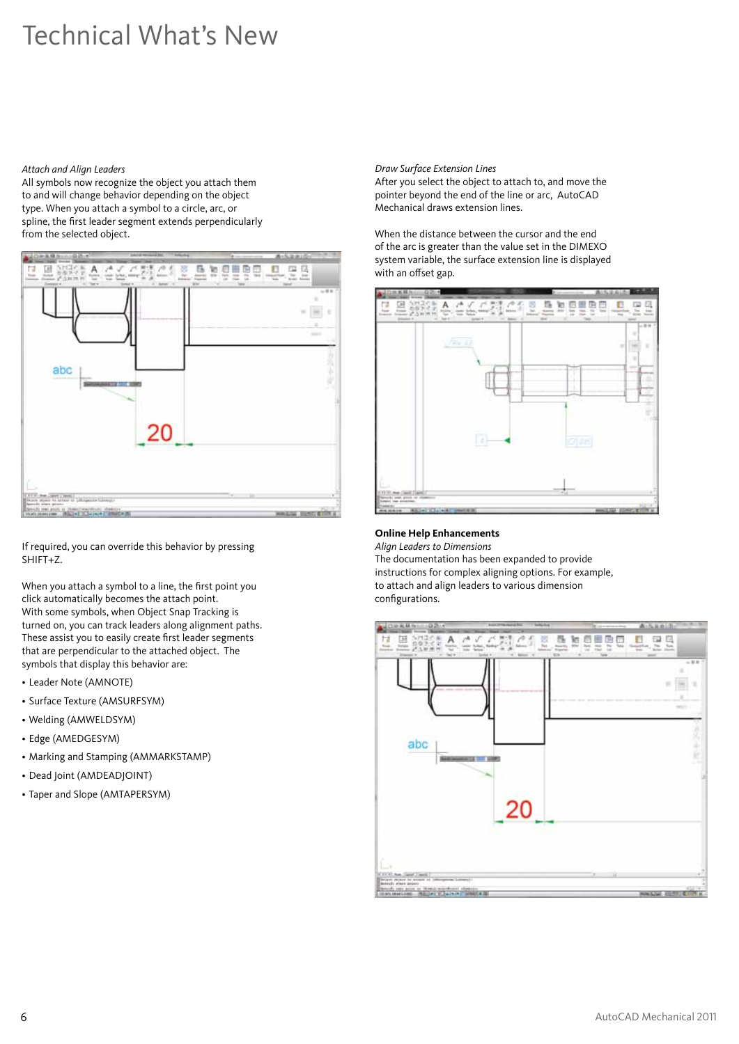# Technical What's New

*Attach and Align Leaders*

All symbols now recognize the object you attach them to and will change behavior depending on the object type. When you attach a symbol to a circle, arc, or spline, the first leader segment extends perpendicularly from the selected object.

If required, you can override this behavior by pressing SHIFT+Z.

When you attach a symbol to a line, the first point you click automatically becomes the attach point. With some symbols, when Object Snap Tracking is turned on, you can track leaders along alignment paths. These assist you to easily create first leader segments that are perpendicular to the attached object. The symbols that display this behavior are:

- Leader Note (AMNOTE)
- Surface Texture (AMSURFSYM)
- Welding (AMWELDSYM)
- Edge (AMEDGESYM)
- Marking and Stamping (AMMARKSTAMP)
- Dead Joint (AMDEADJOINT)
- Taper and Slope (AMTAPERSYM)

*Draw Surface Extension Lines*

After you select the object to attach to, and move the pointer beyond the end of the line or arc, AutoCAD Mechanical draws extension lines.

When the distance between the cursor and the end of the arc is greater than the value set in the DIMEXO system variable, the surface extension line is displayed with an offset gap.

**Online Help Enhancements**

*Align Leaders to Dimensions*

The documentation has been expanded to provide instructions for complex aligning options. For example, to attach and align leaders to various dimension configurations.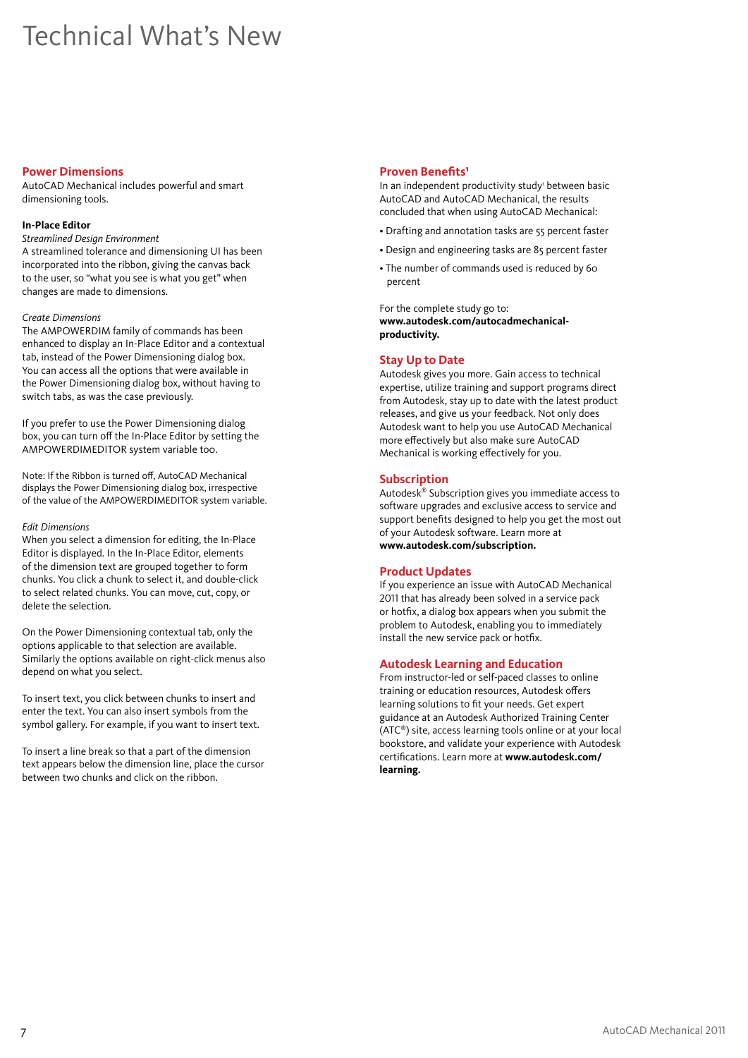# Technical What's New

## Power Dimensions

AutoCAD Mechanical includes powerful and smart dimensioning tools.

### In-Place Editor

*Streamlined Design Environment*

A streamlined tolerance and dimensioning UI has been incorporated into the ribbon, giving the canvas back to the user, so "what you see is what you get" when changes are made to dimensions.

*Create Dimensions*

The AMPOWERDIM family of commands has been enhanced to display an In-Place Editor and a contextual tab, instead of the Power Dimensioning dialog box. You can access all the options that were available in the Power Dimensioning dialog box, without having to switch tabs, as was the case previously.

If you prefer to use the Power Dimensioning dialog box, you can turn off the In-Place Editor by setting the AMPOWERDIMEDITOR system variable too.

Note: If the Ribbon is turned off, AutoCAD Mechanical displays the Power Dimensioning dialog box, irrespective of the value of the AMPOWERDIMEDITOR system variable.

*Edit Dimensions*

When you select a dimension for editing, the In-Place Editor is displayed. In the In-Place Editor, elements of the dimension text are grouped together to form chunks. You click a chunk to select it, and double-click to select related chunks. You can move, cut, copy, or delete the selection.

On the Power Dimensioning contextual tab, only the options applicable to that selection are available. Similarly the options available on right-click menus also depend on what you select.

To insert text, you click between chunks to insert and enter the text. You can also insert symbols from the symbol gallery. For example, if you want to insert text.

To insert a line break so that a part of the dimension text appears below the dimension line, place the cursor between two chunks and click on the ribbon.

## Proven Benefits[1]

In an independent productivity study[1] between basic AutoCAD and AutoCAD Mechanical, the results concluded that when using AutoCAD Mechanical:

- Drafting and annotation tasks are 55 percent faster
- Design and engineering tasks are 85 percent faster
- The number of commands used is reduced by 60 percent

For the complete study go to: **www.autodesk.com/autocadmechanical-productivity.**

## Stay Up to Date

Autodesk gives you more. Gain access to technical expertise, utilize training and support programs direct from Autodesk, stay up to date with the latest product releases, and give us your feedback. Not only does Autodesk want to help you use AutoCAD Mechanical more effectively but also make sure AutoCAD Mechanical is working effectively for you.

## Subscription

Autodesk® Subscription gives you immediate access to software upgrades and exclusive access to service and support benefits designed to help you get the most out of your Autodesk software. Learn more at **www.autodesk.com/subscription.**

## Product Updates

If you experience an issue with AutoCAD Mechanical 2011 that has already been solved in a service pack or hotfix, a dialog box appears when you submit the problem to Autodesk, enabling you to immediately install the new service pack or hotfix.

## Autodesk Learning and Education

From instructor-led or self-paced classes to online training or education resources, Autodesk offers learning solutions to fit your needs. Get expert guidance at an Autodesk Authorized Training Center (ATC®) site, access learning tools online or at your local bookstore, and validate your experience with Autodesk certifications. Learn more at **www.autodesk.com/learning.**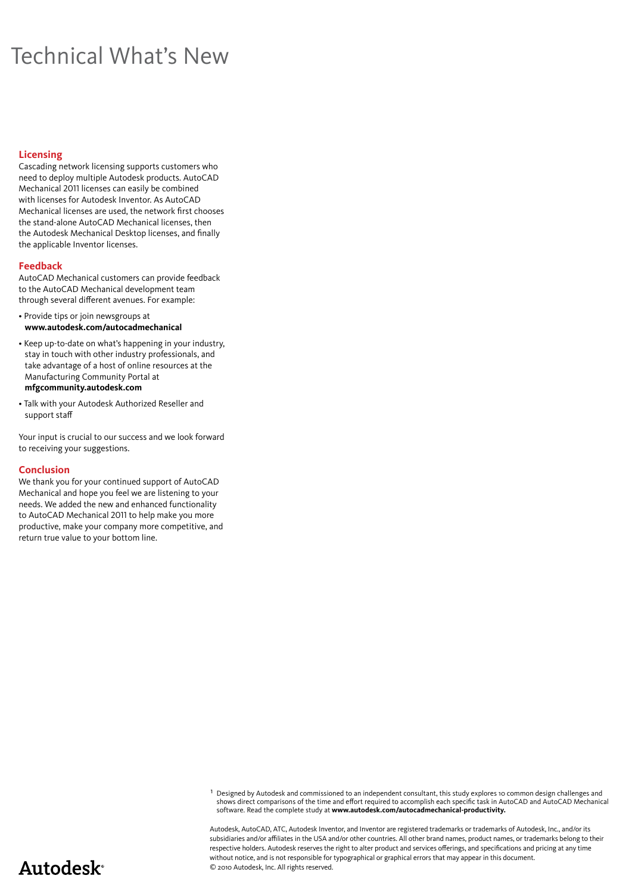# Technical What's New

## Licensing

Cascading network licensing supports customers who need to deploy multiple Autodesk products. AutoCAD Mechanical 2011 licenses can easily be combined with licenses for Autodesk Inventor. As AutoCAD Mechanical licenses are used, the network first chooses the stand-alone AutoCAD Mechanical licenses, then the Autodesk Mechanical Desktop licenses, and finally the applicable Inventor licenses.

## Feedback

AutoCAD Mechanical customers can provide feedback to the AutoCAD Mechanical development team through several different avenues. For example:

- Provide tips or join newsgroups at **www.autodesk.com/autocadmechanical**
- Keep up-to-date on what's happening in your industry, stay in touch with other industry professionals, and take advantage of a host of online resources at the Manufacturing Community Portal at **mfgcommunity.autodesk.com**
- Talk with your Autodesk Authorized Reseller and support staff

Your input is crucial to our success and we look forward to receiving your suggestions.

## Conclusion

We thank you for your continued support of AutoCAD Mechanical and hope you feel we are listening to your needs. We added the new and enhanced functionality to AutoCAD Mechanical 2011 to help make you more productive, make your company more competitive, and return true value to your bottom line.

[1] Designed by Autodesk and commissioned to an independent consultant, this study explores 10 common design challenges and shows direct comparisons of the time and effort required to accomplish each specific task in AutoCAD and AutoCAD Mechanical software. Read the complete study at **www.autodesk.com/autocadmechanical-productivity.**

Autodesk, AutoCAD, ATC, Autodesk Inventor, and Inventor are registered trademarks or trademarks of Autodesk, Inc., and/or its subsidiaries and/or affiliates in the USA and/or other countries. All other brand names, product names, or trademarks belong to their respective holders. Autodesk reserves the right to alter product and services offerings, and specifications and pricing at any time without notice, and is not responsible for typographical or graphical errors that may appear in this document.
© 2010 Autodesk, Inc. All rights reserved.

Autodesk®